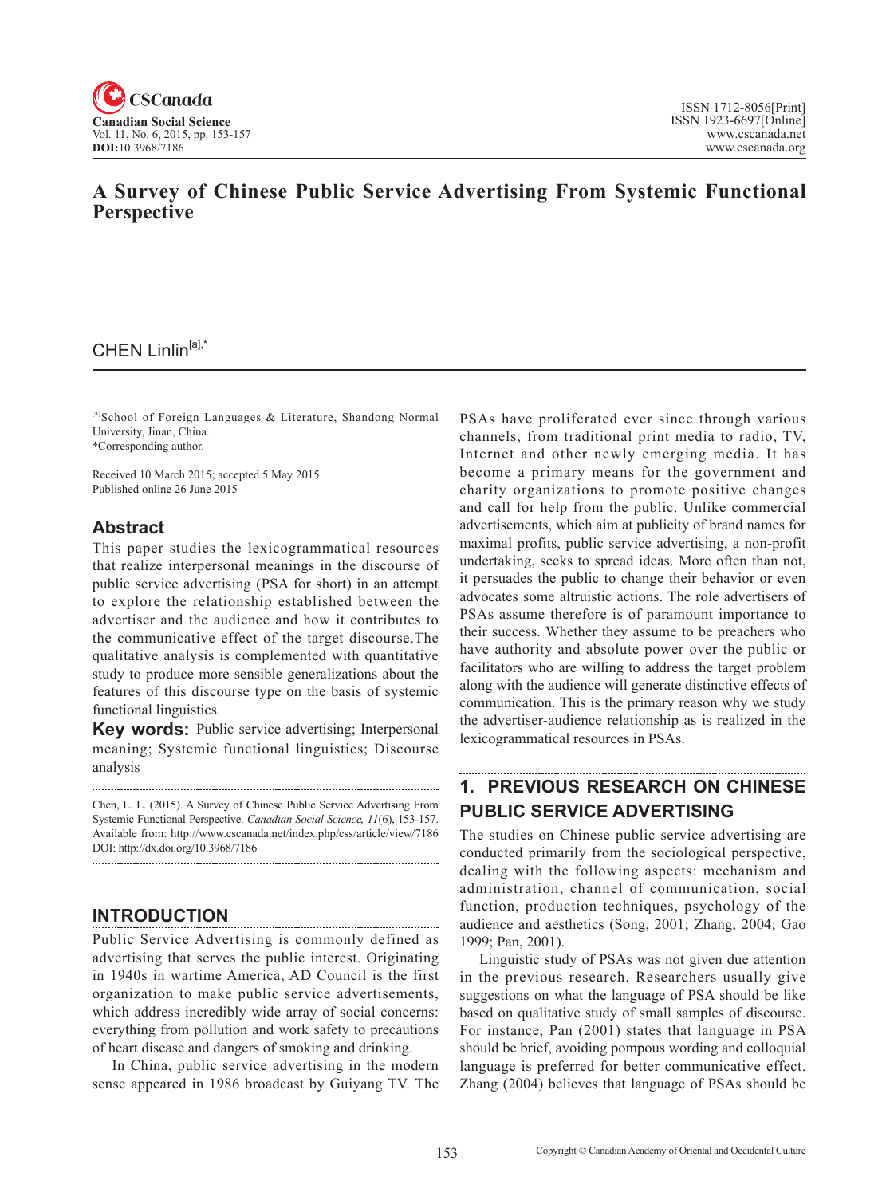# A Survey of Chinese Public Service Advertising From Systemic Functional Perspective

CHEN Linlin[a],*

[a]School of Foreign Languages & Literature, Shandong Normal University, Jinan, China.
*Corresponding author.

Received 10 March 2015; accepted 5 May 2015
Published online 26 June 2015

## Abstract

This paper studies the lexicogrammatical resources that realize interpersonal meanings in the discourse of public service advertising (PSA for short) in an attempt to explore the relationship established between the advertiser and the audience and how it contributes to the communicative effect of the target discourse.The qualitative analysis is complemented with quantitative study to produce more sensible generalizations about the features of this discourse type on the basis of systemic functional linguistics.

**Key words:** Public service advertising; Interpersonal meaning; Systemic functional linguistics; Discourse analysis

Chen, L. L. (2015). A Survey of Chinese Public Service Advertising From Systemic Functional Perspective. *Canadian Social Science*, *11*(6), 153-157. Available from: http://www.cscanada.net/index.php/css/article/view/7186
DOI: http://dx.doi.org/10.3968/7186

## INTRODUCTION

Public Service Advertising is commonly defined as advertising that serves the public interest. Originating in 1940s in wartime America, AD Council is the first organization to make public service advertisements, which address incredibly wide array of social concerns: everything from pollution and work safety to precautions of heart disease and dangers of smoking and drinking.

In China, public service advertising in the modern sense appeared in 1986 broadcast by Guiyang TV. The PSAs have proliferated ever since through various channels, from traditional print media to radio, TV, Internet and other newly emerging media. It has become a primary means for the government and charity organizations to promote positive changes and call for help from the public. Unlike commercial advertisements, which aim at publicity of brand names for maximal profits, public service advertising, a non-profit undertaking, seeks to spread ideas. More often than not, it persuades the public to change their behavior or even advocates some altruistic actions. The role advertisers of PSAs assume therefore is of paramount importance to their success. Whether they assume to be preachers who have authority and absolute power over the public or facilitators who are willing to address the target problem along with the audience will generate distinctive effects of communication. This is the primary reason why we study the advertiser-audience relationship as is realized in the lexicogrammatical resources in PSAs.

## 1. PREVIOUS RESEARCH ON CHINESE PUBLIC SERVICE ADVERTISING

The studies on Chinese public service advertising are conducted primarily from the sociological perspective, dealing with the following aspects: mechanism and administration, channel of communication, social function, production techniques, psychology of the audience and aesthetics (Song, 2001; Zhang, 2004; Gao 1999; Pan, 2001).

Linguistic study of PSAs was not given due attention in the previous research. Researchers usually give suggestions on what the language of PSA should be like based on qualitative study of small samples of discourse. For instance, Pan (2001) states that language in PSA should be brief, avoiding pompous wording and colloquial language is preferred for better communicative effect. Zhang (2004) believes that language of PSAs should be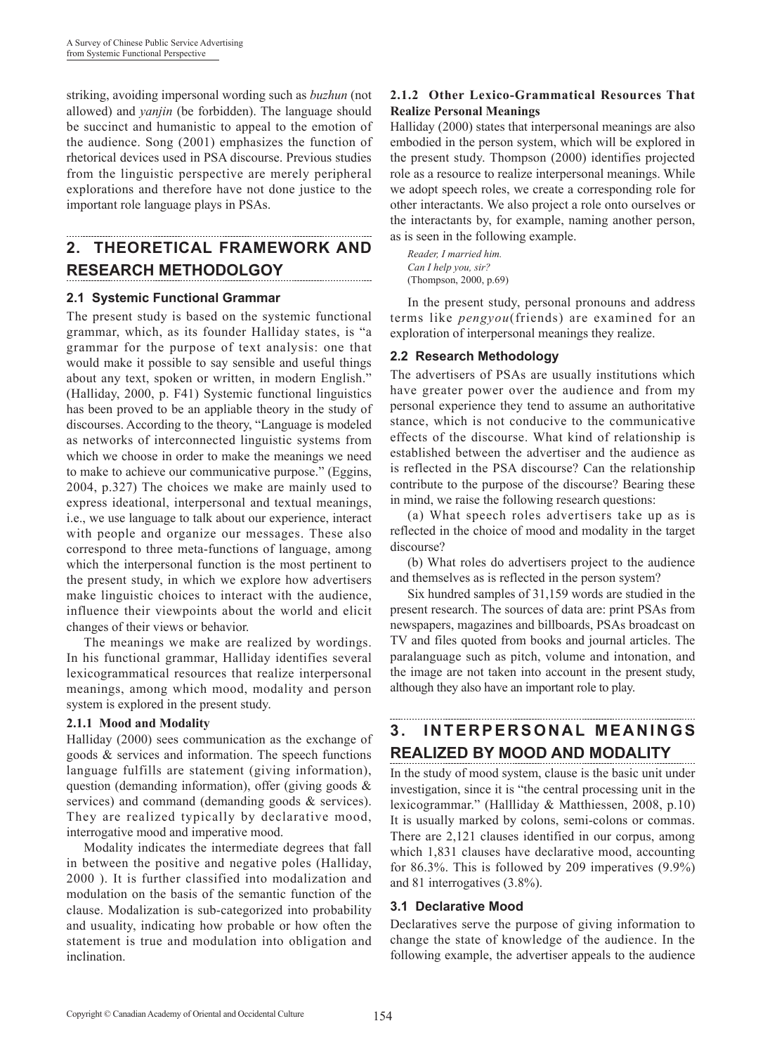striking, avoiding impersonal wording such as *buzhun* (not allowed) and *yanjin* (be forbidden). The language should be succinct and humanistic to appeal to the emotion of the audience. Song (2001) emphasizes the function of rhetorical devices used in PSA discourse. Previous studies from the linguistic perspective are merely peripheral explorations and therefore have not done justice to the important role language plays in PSAs.

## 2. THEORETICAL FRAMEWORK AND RESEARCH METHODOLGOY

### 2.1 Systemic Functional Grammar

The present study is based on the systemic functional grammar, which, as its founder Halliday states, is "a grammar for the purpose of text analysis: one that would make it possible to say sensible and useful things about any text, spoken or written, in modern English." (Halliday, 2000, p. F41) Systemic functional linguistics has been proved to be an appliable theory in the study of discourses. According to the theory, "Language is modeled as networks of interconnected linguistic systems from which we choose in order to make the meanings we need to make to achieve our communicative purpose." (Eggins, 2004, p.327) The choices we make are mainly used to express ideational, interpersonal and textual meanings, i.e., we use language to talk about our experience, interact with people and organize our messages. These also correspond to three meta-functions of language, among which the interpersonal function is the most pertinent to the present study, in which we explore how advertisers make linguistic choices to interact with the audience, influence their viewpoints about the world and elicit changes of their views or behavior.

The meanings we make are realized by wordings. In his functional grammar, Halliday identifies several lexicogrammatical resources that realize interpersonal meanings, among which mood, modality and person system is explored in the present study.

#### 2.1.1 Mood and Modality

Halliday (2000) sees communication as the exchange of goods & services and information. The speech functions language fulfills are statement (giving information), question (demanding information), offer (giving goods & services) and command (demanding goods & services). They are realized typically by declarative mood, interrogative mood and imperative mood.

Modality indicates the intermediate degrees that fall in between the positive and negative poles (Halliday, 2000 ). It is further classified into modalization and modulation on the basis of the semantic function of the clause. Modalization is sub-categorized into probability and usuality, indicating how probable or how often the statement is true and modulation into obligation and inclination.

#### 2.1.2 Other Lexico-Grammatical Resources That Realize Personal Meanings

Halliday (2000) states that interpersonal meanings are also embodied in the person system, which will be explored in the present study. Thompson (2000) identifies projected role as a resource to realize interpersonal meanings. While we adopt speech roles, we create a corresponding role for other interactants. We also project a role onto ourselves or the interactants by, for example, naming another person, as is seen in the following example.

*Reader, I married him.*
*Can I help you, sir?*
(Thompson, 2000, p.69)

In the present study, personal pronouns and address terms like *pengyou*(friends) are examined for an exploration of interpersonal meanings they realize.

### 2.2 Research Methodology

The advertisers of PSAs are usually institutions which have greater power over the audience and from my personal experience they tend to assume an authoritative stance, which is not conducive to the communicative effects of the discourse. What kind of relationship is established between the advertiser and the audience as is reflected in the PSA discourse? Can the relationship contribute to the purpose of the discourse? Bearing these in mind, we raise the following research questions:

(a) What speech roles advertisers take up as is reflected in the choice of mood and modality in the target discourse?

(b) What roles do advertisers project to the audience and themselves as is reflected in the person system?

Six hundred samples of 31,159 words are studied in the present research. The sources of data are: print PSAs from newspapers, magazines and billboards, PSAs broadcast on TV and files quoted from books and journal articles. The paralanguage such as pitch, volume and intonation, and the image are not taken into account in the present study, although they also have an important role to play.

## 3. INTERPERSONAL MEANINGS REALIZED BY MOOD AND MODALITY

In the study of mood system, clause is the basic unit under investigation, since it is "the central processing unit in the lexicogrammar." (Hallliday & Matthiessen, 2008, p.10) It is usually marked by colons, semi-colons or commas. There are 2,121 clauses identified in our corpus, among which 1,831 clauses have declarative mood, accounting for 86.3%. This is followed by 209 imperatives (9.9%) and 81 interrogatives (3.8%).

### 3.1 Declarative Mood

Declaratives serve the purpose of giving information to change the state of knowledge of the audience. In the following example, the advertiser appeals to the audience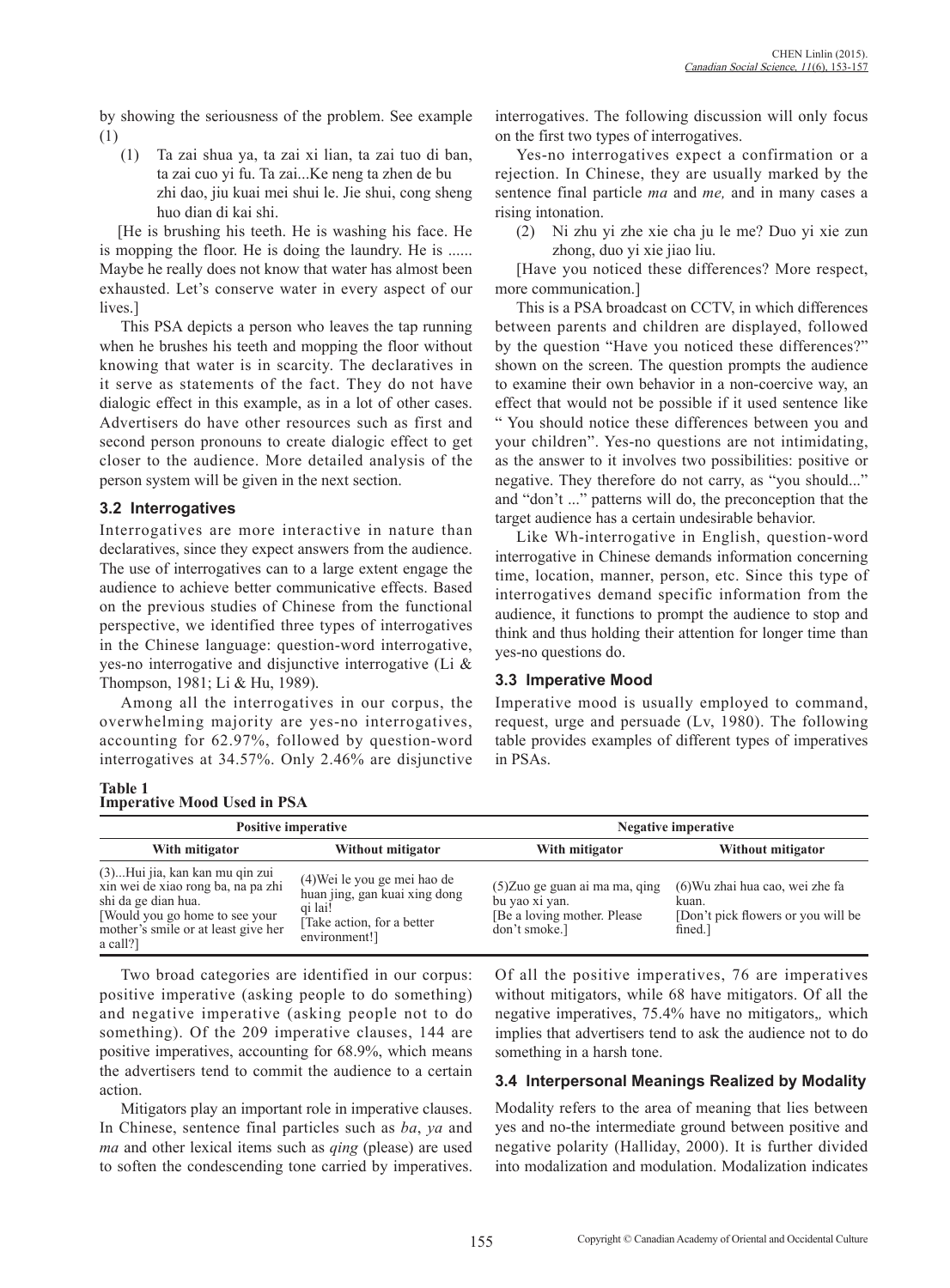by showing the seriousness of the problem. See example (1)

(1) Ta zai shua ya, ta zai xi lian, ta zai tuo di ban, ta zai cuo yi fu. Ta zai...Ke neng ta zhen de bu zhi dao, jiu kuai mei shui le. Jie shui, cong sheng huo dian di kai shi.

[He is brushing his teeth. He is washing his face. He is mopping the floor. He is doing the laundry. He is ...... Maybe he really does not know that water has almost been exhausted. Let's conserve water in every aspect of our lives.]

This PSA depicts a person who leaves the tap running when he brushes his teeth and mopping the floor without knowing that water is in scarcity. The declaratives in it serve as statements of the fact. They do not have dialogic effect in this example, as in a lot of other cases. Advertisers do have other resources such as first and second person pronouns to create dialogic effect to get closer to the audience. More detailed analysis of the person system will be given in the next section.

### 3.2 Interrogatives

Interrogatives are more interactive in nature than declaratives, since they expect answers from the audience. The use of interrogatives can to a large extent engage the audience to achieve better communicative effects. Based on the previous studies of Chinese from the functional perspective, we identified three types of interrogatives in the Chinese language: question-word interrogative, yes-no interrogative and disjunctive interrogative (Li & Thompson, 1981; Li & Hu, 1989).

Among all the interrogatives in our corpus, the overwhelming majority are yes-no interrogatives, accounting for 62.97%, followed by question-word interrogatives at 34.57%. Only 2.46% are disjunctive interrogatives. The following discussion will only focus on the first two types of interrogatives.

Yes-no interrogatives expect a confirmation or a rejection. In Chinese, they are usually marked by the sentence final particle *ma* and *me,* and in many cases a rising intonation.

(2) Ni zhu yi zhe xie cha ju le me? Duo yi xie zun zhong, duo yi xie jiao liu.

[Have you noticed these differences? More respect, more communication.]

This is a PSA broadcast on CCTV, in which differences between parents and children are displayed, followed by the question "Have you noticed these differences?" shown on the screen. The question prompts the audience to examine their own behavior in a non-coercive way, an effect that would not be possible if it used sentence like " You should notice these differences between you and your children". Yes-no questions are not intimidating, as the answer to it involves two possibilities: positive or negative. They therefore do not carry, as "you should..." and "don't ..." patterns will do, the preconception that the target audience has a certain undesirable behavior.

Like Wh-interrogative in English, question-word interrogative in Chinese demands information concerning time, location, manner, person, etc. Since this type of interrogatives demand specific information from the audience, it functions to prompt the audience to stop and think and thus holding their attention for longer time than yes-no questions do.

### 3.3 Imperative Mood

Imperative mood is usually employed to command, request, urge and persuade (Lv, 1980). The following table provides examples of different types of imperatives in PSAs.

**Table 1**
**Imperative Mood Used in PSA**

| Positive imperative | | Negative imperative | |
|---|---|---|---|
| **With mitigator** | **Without mitigator** | **With mitigator** | **Without mitigator** |
| (3)...Hui jia, kan kan mu qin zui xin wei de xiao rong ba, na pa zhi shi da ge dian hua. [Would you go home to see your mother's smile or at least give her a call?] | (4)Wei le you ge mei hao de huan jing, gan kuai xing dong qi lai! [Take action, for a better environment!] | (5)Zuo ge guan ai ma ma, qing bu yao xi yan. [Be a loving mother. Please don't smoke.] | (6)Wu zhai hua cao, wei zhe fa kuan. [Don't pick flowers or you will be fined.] |

Two broad categories are identified in our corpus: positive imperative (asking people to do something) and negative imperative (asking people not to do something). Of the 209 imperative clauses, 144 are positive imperatives, accounting for 68.9%, which means the advertisers tend to commit the audience to a certain action.

Mitigators play an important role in imperative clauses. In Chinese, sentence final particles such as *ba*, *ya* and *ma* and other lexical items such as *qing* (please) are used to soften the condescending tone carried by imperatives. Of all the positive imperatives, 76 are imperatives without mitigators, while 68 have mitigators. Of all the negative imperatives, 75.4% have no mitigators,, which implies that advertisers tend to ask the audience not to do something in a harsh tone.

### 3.4 Interpersonal Meanings Realized by Modality

Modality refers to the area of meaning that lies between yes and no-the intermediate ground between positive and negative polarity (Halliday, 2000). It is further divided into modalization and modulation. Modalization indicates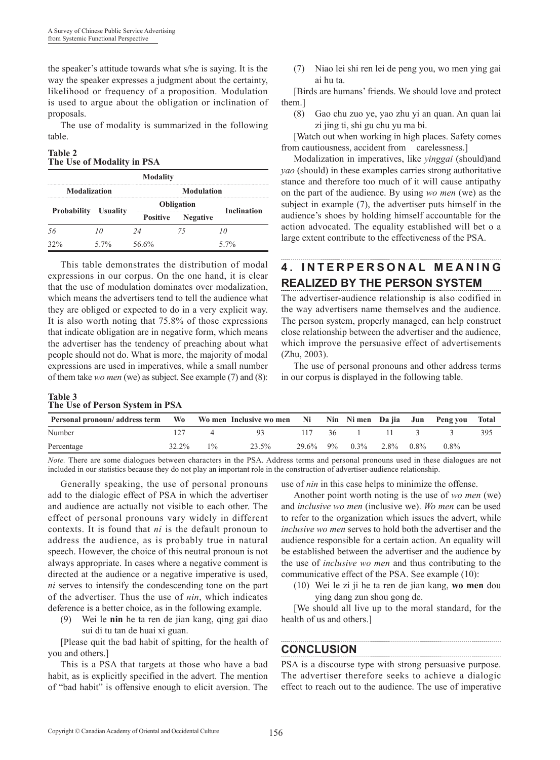the speaker's attitude towards what s/he is saying. It is the way the speaker expresses a judgment about the certainty, likelihood or frequency of a proposition. Modulation is used to argue about the obligation or inclination of proposals.

The use of modality is summarized in the following table.

**Table 2**
**The Use of Modality in PSA**

| Modality | | | | |
|---|---|---|---|---|
| Modalization | | Modulation | | |
| Probability | Usuality | Obligation | | Inclination |
| | | Positive | Negative | |
| *56* | *10* | *24* | *75* | *10* |
| 32% | 5.7% | 56.6% | | 5.7% |

This table demonstrates the distribution of modal expressions in our corpus. On the one hand, it is clear that the use of modulation dominates over modalization, which means the advertisers tend to tell the audience what they are obliged or expected to do in a very explicit way. It is also worth noting that 75.8% of those expressions that indicate obligation are in negative form, which means the advertiser has the tendency of preaching about what people should not do. What is more, the majority of modal expressions are used in imperatives, while a small number of them take *wo men* (we) as subject. See example (7) and (8):

(7) Niao lei shi ren lei de peng you, wo men ying gai ai hu ta.

[Birds are humans' friends. We should love and protect them.]

(8) Gao chu zuo ye, yao zhu yi an quan. An quan lai zi jing ti, shi gu chu yu ma bi.

[Watch out when working in high places. Safety comes from cautiousness, accident from carelessness.]

Modalization in imperatives, like *yinggai* (should)and *yao* (should) in these examples carries strong authoritative stance and therefore too much of it will cause antipathy on the part of the audience. By using *wo men* (we) as the subject in example (7), the advertiser puts himself in the audience's shoes by holding himself accountable for the action advocated. The equality established will bet o a large extent contribute to the effectiveness of the PSA.

## 4. INTERPERSONAL MEANING REALIZED BY THE PERSON SYSTEM

The advertiser-audience relationship is also codified in the way advertisers name themselves and the audience. The person system, properly managed, can help construct close relationship between the advertiser and the audience, which improve the persuasive effect of advertisements (Zhu, 2003).

The use of personal pronouns and other address terms in our corpus is displayed in the following table.

**Table 3**
**The Use of Person System in PSA**

| Personal pronoun/ address term | Wo | Wo men | Inclusive wo men | Ni | Nin | Ni men | Da jia | Jun | Peng you | Total |
|---|---|---|---|---|---|---|---|---|---|---|
| Number | 127 | 4 | 93 | 117 | 36 | 1 | 11 | 3 | 3 | 395 |
| Percentage | 32.2% | 1% | 23.5% | 29.6% | 9% | 0.3% | 2.8% | 0.8% | 0.8% | |

*Note.* There are some dialogues between characters in the PSA. Address terms and personal pronouns used in these dialogues are not included in our statistics because they do not play an important role in the construction of advertiser-audience relationship.

Generally speaking, the use of personal pronouns add to the dialogic effect of PSA in which the advertiser and audience are actually not visible to each other. The effect of personal pronouns vary widely in different contexts. It is found that *ni* is the default pronoun to address the audience, as is probably true in natural speech. However, the choice of this neutral pronoun is not always appropriate. In cases where a negative comment is directed at the audience or a negative imperative is used, *ni* serves to intensify the condescending tone on the part of the advertiser. Thus the use of *nin*, which indicates deference is a better choice, as in the following example.

(9) Wei le **nin** he ta ren de jian kang, qing gai diao sui di tu tan de huai xi guan.

[Please quit the bad habit of spitting, for the health of you and others.]

This is a PSA that targets at those who have a bad habit, as is explicitly specified in the advert. The mention of "bad habit" is offensive enough to elicit aversion. The use of *nin* in this case helps to minimize the offense.

Another point worth noting is the use of *wo men* (we) and *inclusive wo men* (inclusive we). *Wo men* can be used to refer to the organization which issues the advert, while *inclusive wo men* serves to hold both the advertiser and the audience responsible for a certain action. An equality will be established between the advertiser and the audience by the use of *inclusive wo men* and thus contributing to the communicative effect of the PSA. See example (10):

(10) Wei le zi ji he ta ren de jian kang, **wo men** dou ying dang zun shou gong de.

[We should all live up to the moral standard, for the health of us and others.]

## CONCLUSION

PSA is a discourse type with strong persuasive purpose. The advertiser therefore seeks to achieve a dialogic effect to reach out to the audience. The use of imperative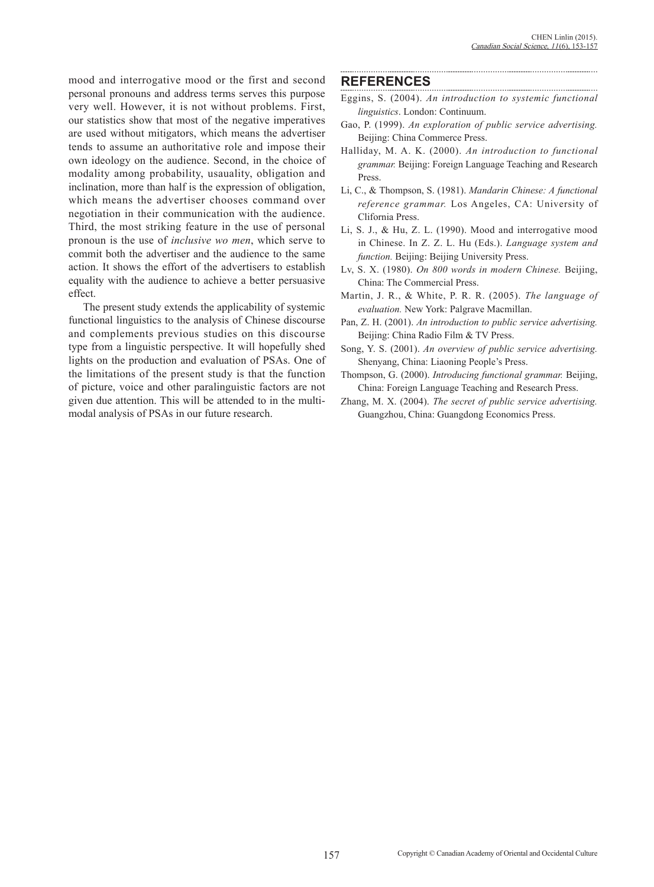mood and interrogative mood or the first and second personal pronouns and address terms serves this purpose very well. However, it is not without problems. First, our statistics show that most of the negative imperatives are used without mitigators, which means the advertiser tends to assume an authoritative role and impose their own ideology on the audience. Second, in the choice of modality among probability, usauality, obligation and inclination, more than half is the expression of obligation, which means the advertiser chooses command over negotiation in their communication with the audience. Third, the most striking feature in the use of personal pronoun is the use of *inclusive wo men*, which serve to commit both the advertiser and the audience to the same action. It shows the effort of the advertisers to establish equality with the audience to achieve a better persuasive effect.

The present study extends the applicability of systemic functional linguistics to the analysis of Chinese discourse and complements previous studies on this discourse type from a linguistic perspective. It will hopefully shed lights on the production and evaluation of PSAs. One of the limitations of the present study is that the function of picture, voice and other paralinguistic factors are not given due attention. This will be attended to in the multi-modal analysis of PSAs in our future research.

## REFERENCES

Eggins, S. (2004). *An introduction to systemic functional linguistics*. London: Continuum.

Gao, P. (1999). *An exploration of public service advertising.* Beijing: China Commerce Press.

Halliday, M. A. K. (2000). *An introduction to functional grammar.* Beijing: Foreign Language Teaching and Research Press.

Li, C., & Thompson, S. (1981). *Mandarin Chinese: A functional reference grammar.* Los Angeles, CA: University of Clifornia Press.

Li, S. J., & Hu, Z. L. (1990). Mood and interrogative mood in Chinese. In Z. Z. L. Hu (Eds.). *Language system and function.* Beijing: Beijing University Press.

Lv, S. X. (1980). *On 800 words in modern Chinese.* Beijing, China: The Commercial Press.

Martin, J. R., & White, P. R. R. (2005). *The language of evaluation.* New York: Palgrave Macmillan.

Pan, Z. H. (2001). *An introduction to public service advertising.* Beijing: China Radio Film & TV Press.

Song, Y. S. (2001). *An overview of public service advertising.* Shenyang, China: Liaoning People's Press.

Thompson, G. (2000). *Introducing functional grammar.* Beijing, China: Foreign Language Teaching and Research Press.

Zhang, M. X. (2004). *The secret of public service advertising.* Guangzhou, China: Guangdong Economics Press.